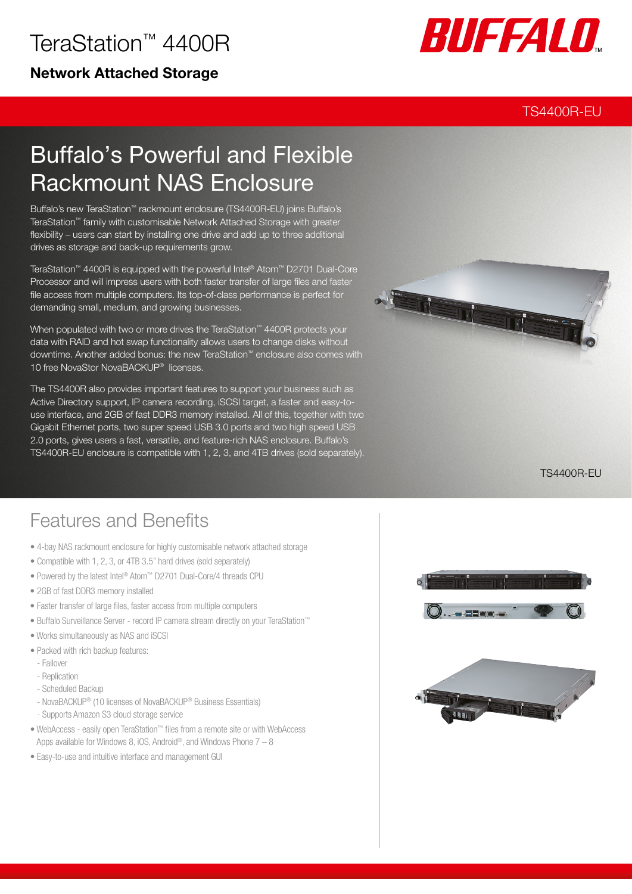# TeraStation™ 4400R

**Network Attached Storage**

TS4400R-EU

## Buffalo's Powerful and Flexible Rackmount NAS Enclosure

Buffalo's new TeraStation™ rackmount enclosure (TS4400R-EU) joins Buffalo's TeraStation™ family with customisable Network Attached Storage with greater flexibility – users can start by installing one drive and add up to three additional drives as storage and back-up requirements grow.

TeraStation™ 4400R is equipped with the powerful Intel® Atom™ D2701 Dual-Core Processor and will impress users with both faster transfer of large files and faster file access from multiple computers. Its top-of-class performance is perfect for demanding small, medium, and growing businesses.

When populated with two or more drives the TeraStation™ 4400R protects your data with RAID and hot swap functionality allows users to change disks without downtime. Another added bonus: the new TeraStation™ enclosure also comes with 10 free NovaStor NovaBACKUP® licenses.

The TS4400R also provides important features to support your business such as Active Directory support, IP camera recording, iSCSI target, a faster and easy-to-use interface, and 2GB of fast DDR3 memory installed. All of this, together with two Gigabit Ethernet ports, two super speed USB 3.0 ports and two high speed USB 2.0 ports, gives users a fast, versatile, and feature-rich NAS enclosure. Buffalo's TS4400R-EU enclosure is compatible with 1, 2, 3, and 4TB drives (sold separately).

TS4400R-EU

## Features and Benefits

- 4-bay NAS rackmount enclosure for highly customisable network attached storage
- Compatible with 1, 2, 3, or 4TB 3.5" hard drives (sold separately)
- Powered by the latest Intel® Atom™ D2701 Dual-Core/4 threads CPU
- 2GB of fast DDR3 memory installed
- Faster transfer of large files, faster access from multiple computers
- Buffalo Surveillance Server - record IP camera stream directly on your TeraStation™
- Works simultaneously as NAS and iSCSI
- Packed with rich backup features:
  - Failover
  - Replication
  - Scheduled Backup
  - NovaBACKUP® (10 licenses of NovaBACKUP® Business Essentials)
  - Supports Amazon S3 cloud storage service
- WebAccess - easily open TeraStation™ files from a remote site or with WebAccess Apps available for Windows 8, iOS, Android®, and Windows Phone 7 – 8
- Easy-to-use and intuitive interface and management GUI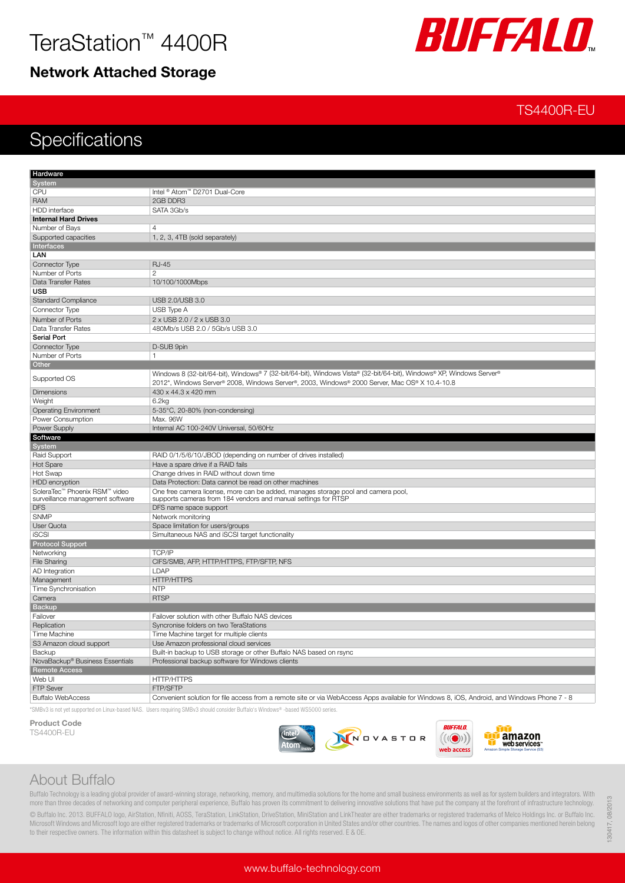# TeraStation™ 4400R

## Network Attached Storage

TS4400R-EU

# Specifications

| Hardware | |
|---|---|
| **System** | |
| CPU | Intel ® Atom™ D2701 Dual-Core |
| RAM | 2GB DDR3 |
| HDD interface | SATA 3Gb/s |
| **Internal Hard Drives** | |
| Number of Bays | 4 |
| Supported capacities | 1, 2, 3, 4TB (sold separately) |
| **Interfaces** | |
| **LAN** | |
| Connector Type | RJ-45 |
| Number of Ports | 2 |
| Data Transfer Rates | 10/100/1000Mbps |
| **USB** | |
| Standard Compliance | USB 2.0/USB 3.0 |
| Connector Type | USB Type A |
| Number of Ports | 2 x USB 2.0 / 2 x USB 3.0 |
| Data Transfer Rates | 480Mb/s USB 2.0 / 5Gb/s USB 3.0 |
| **Serial Port** | |
| Connector Type | D-SUB 9pin |
| Number of Ports | 1 |
| **Other** | |
| Supported OS | Windows 8 (32-bit/64-bit), Windows® 7 (32-bit/64-bit), Windows Vista® (32-bit/64-bit), Windows® XP, Windows Server® 2012*, Windows Server® 2008, Windows Server®, 2003, Windows® 2000 Server, Mac OS® X 10.4-10.8 |
| Dimensions | 430 x 44.3 x 420 mm |
| Weight | 6.2kg |
| Operating Environment | 5-35°C, 20-80% (non-condensing) |
| Power Consumption | Max. 96W |
| Power Supply | Internal AC 100-240V Universal, 50/60Hz |
| **Software** | |
| **System** | |
| Raid Support | RAID 0/1/5/6/10/JBOD (depending on number of drives installed) |
| Hot Spare | Have a spare drive if a RAID fails |
| Hot Swap | Change drives in RAID without down time |
| HDD encryption | Data Protection: Data cannot be read on other machines |
| SoleraTec™ Phoenix RSM™ video surveillance management software | One free camera license, more can be added, manages storage pool and camera pool, supports cameras from 184 vendors and manual settings for RTSP |
| DFS | DFS name space support |
| SNMP | Network monitoring |
| User Quota | Space limitation for users/groups |
| iSCSI | Simultaneous NAS and iSCSI target functionality |
| **Protocol Support** | |
| Networking | TCP/IP |
| File Sharing | CIFS/SMB, AFP, HTTP/HTTPS, FTP/SFTP, NFS |
| AD Integration | LDAP |
| Management | HTTP/HTTPS |
| Time Synchronisation | NTP |
| Camera | RTSP |
| **Backup** | |
| Failover | Failover solution with other Buffalo NAS devices |
| Replication | Syncronise folders on two TeraStations |
| Time Machine | Time Machine target for multiple clients |
| S3 Amazon cloud support | Use Amazon professional cloud services |
| Backup | Built-in backup to USB storage or other Buffalo NAS based on rsync |
| NovaBackup® Business Essentials | Professional backup software for Windows clients |
| **Remote Access** | |
| Web UI | HTTP/HTTPS |
| FTP Sever | FTP/SFTP |
| Buffalo WebAccess | Convenient solution for file access from a remote site or via WebAccess Apps available for Windows 8, iOS, Android, and Windows Phone 7 - 8 |

*SMBv3 is not yet supported on Linux-based NAS. Users requiring SMBv3 should consider Buffalo's Windows® -based WS5000 series.

**Product Code**
TS4400R-EU

## About Buffalo

Buffalo Technology is a leading global provider of award-winning storage, networking, memory, and multimedia solutions for the home and small business environments as well as for system builders and integrators. With more than three decades of networking and computer peripheral experience, Buffalo has proven its commitment to delivering innovative solutions that have put the company at the forefront of infrastructure technology.

© Buffalo Inc. 2013. BUFFALO logo, AirStation, Nfiniti, AOSS, TeraStation, LinkStation, DriveStation, MiniStation and LinkTheater are either trademarks or registered trademarks of Melco Holdings Inc. or Buffalo Inc. Microsoft Windows and Microsoft logo are either registered trademarks or trademarks of Microsoft corporation in United States and/or other countries. The names and logos of other companies mentioned herein belong to their respective owners. The information within this datasheet is subject to change without notice. All rights reserved. E & OE.

130417, 08/2013

www.buffalo-technology.com